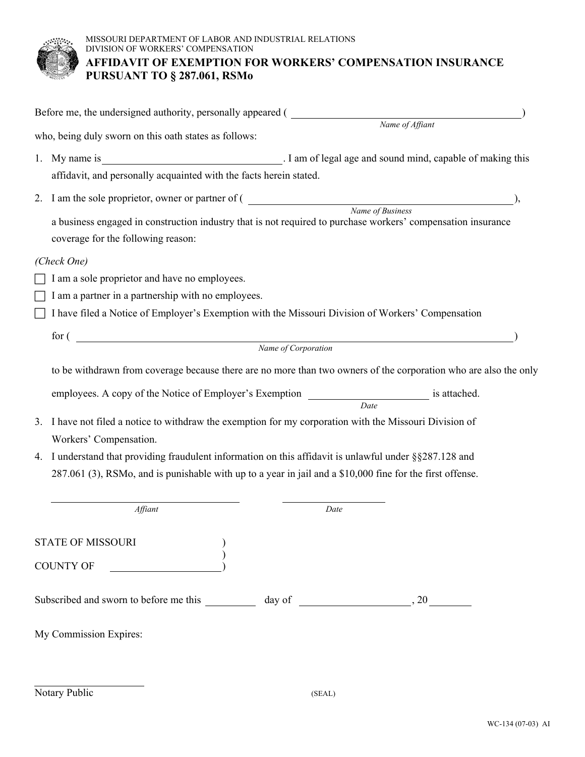MISSOURI DEPARTMENT OF LABOR AND INDUSTRIAL RELATIONS
DIVISION OF WORKERS' COMPENSATION

# AFFIDAVIT OF EXEMPTION FOR WORKERS' COMPENSATION INSURANCE PURSUANT TO § 287.061, RSMo

Before me, the undersigned authority, personally appeared ( ______________________________ )
*Name of Affiant*

who, being duly sworn on this oath states as follows:

1. My name is ______________________________. I am of legal age and sound mind, capable of making this affidavit, and personally acquainted with the facts herein stated.

2. I am the sole proprietor, owner or partner of ( ______________________________ ),
*Name of Business*
a business engaged in construction industry that is not required to purchase workers' compensation insurance coverage for the following reason:

*(Check One)*

- ☐ I am a sole proprietor and have no employees.
- ☐ I am a partner in a partnership with no employees.
- ☐ I have filed a Notice of Employer's Exemption with the Missouri Division of Workers' Compensation

  for ( ______________________________ )
  *Name of Corporation*

  to be withdrawn from coverage because there are no more than two owners of the corporation who are also the only employees. A copy of the Notice of Employer's Exemption ______________ is attached.
  *Date*

3. I have not filed a notice to withdraw the exemption for my corporation with the Missouri Division of Workers' Compensation.

4. I understand that providing fraudulent information on this affidavit is unlawful under §§287.128 and 287.061 (3), RSMo, and is punishable with up to a year in jail and a $10,000 fine for the first offense.

______________________________ ______________
*Affiant* *Date*

STATE OF MISSOURI )
)
COUNTY OF ______________ )

Subscribed and sworn to before me this ________ day of ______________, 20 ______

My Commission Expires:

______________________________
Notary Public (SEAL)

WC-134 (07-03) AI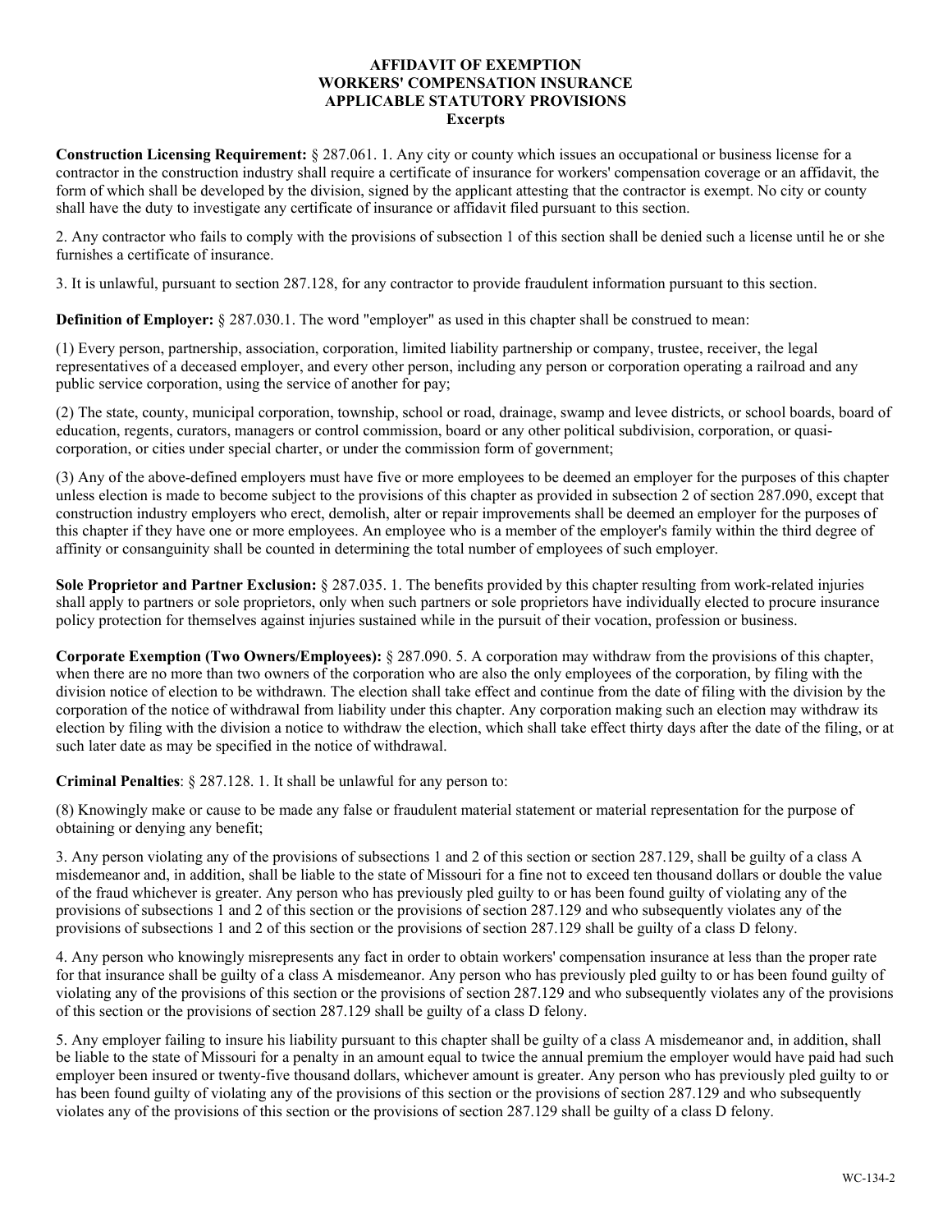# AFFIDAVIT OF EXEMPTION
## WORKERS' COMPENSATION INSURANCE
## APPLICABLE STATUTORY PROVISIONS
### Excerpts

**Construction Licensing Requirement:** § 287.061. 1. Any city or county which issues an occupational or business license for a contractor in the construction industry shall require a certificate of insurance for workers' compensation coverage or an affidavit, the form of which shall be developed by the division, signed by the applicant attesting that the contractor is exempt. No city or county shall have the duty to investigate any certificate of insurance or affidavit filed pursuant to this section.

2. Any contractor who fails to comply with the provisions of subsection 1 of this section shall be denied such a license until he or she furnishes a certificate of insurance.

3. It is unlawful, pursuant to section 287.128, for any contractor to provide fraudulent information pursuant to this section.

**Definition of Employer:** § 287.030.1. The word "employer" as used in this chapter shall be construed to mean:

(1) Every person, partnership, association, corporation, limited liability partnership or company, trustee, receiver, the legal representatives of a deceased employer, and every other person, including any person or corporation operating a railroad and any public service corporation, using the service of another for pay;

(2) The state, county, municipal corporation, township, school or road, drainage, swamp and levee districts, or school boards, board of education, regents, curators, managers or control commission, board or any other political subdivision, corporation, or quasi-corporation, or cities under special charter, or under the commission form of government;

(3) Any of the above-defined employers must have five or more employees to be deemed an employer for the purposes of this chapter unless election is made to become subject to the provisions of this chapter as provided in subsection 2 of section 287.090, except that construction industry employers who erect, demolish, alter or repair improvements shall be deemed an employer for the purposes of this chapter if they have one or more employees. An employee who is a member of the employer's family within the third degree of affinity or consanguinity shall be counted in determining the total number of employees of such employer.

**Sole Proprietor and Partner Exclusion:** § 287.035. 1. The benefits provided by this chapter resulting from work-related injuries shall apply to partners or sole proprietors, only when such partners or sole proprietors have individually elected to procure insurance policy protection for themselves against injuries sustained while in the pursuit of their vocation, profession or business.

**Corporate Exemption (Two Owners/Employees):** § 287.090. 5. A corporation may withdraw from the provisions of this chapter, when there are no more than two owners of the corporation who are also the only employees of the corporation, by filing with the division notice of election to be withdrawn. The election shall take effect and continue from the date of filing with the division by the corporation of the notice of withdrawal from liability under this chapter. Any corporation making such an election may withdraw its election by filing with the division a notice to withdraw the election, which shall take effect thirty days after the date of the filing, or at such later date as may be specified in the notice of withdrawal.

**Criminal Penalties**: § 287.128. 1. It shall be unlawful for any person to:

(8) Knowingly make or cause to be made any false or fraudulent material statement or material representation for the purpose of obtaining or denying any benefit;

3. Any person violating any of the provisions of subsections 1 and 2 of this section or section 287.129, shall be guilty of a class A misdemeanor and, in addition, shall be liable to the state of Missouri for a fine not to exceed ten thousand dollars or double the value of the fraud whichever is greater. Any person who has previously pled guilty to or has been found guilty of violating any of the provisions of subsections 1 and 2 of this section or the provisions of section 287.129 and who subsequently violates any of the provisions of subsections 1 and 2 of this section or the provisions of section 287.129 shall be guilty of a class D felony.

4. Any person who knowingly misrepresents any fact in order to obtain workers' compensation insurance at less than the proper rate for that insurance shall be guilty of a class A misdemeanor. Any person who has previously pled guilty to or has been found guilty of violating any of the provisions of this section or the provisions of section 287.129 and who subsequently violates any of the provisions of this section or the provisions of section 287.129 shall be guilty of a class D felony.

5. Any employer failing to insure his liability pursuant to this chapter shall be guilty of a class A misdemeanor and, in addition, shall be liable to the state of Missouri for a penalty in an amount equal to twice the annual premium the employer would have paid had such employer been insured or twenty-five thousand dollars, whichever amount is greater. Any person who has previously pled guilty to or has been found guilty of violating any of the provisions of this section or the provisions of section 287.129 and who subsequently violates any of the provisions of this section or the provisions of section 287.129 shall be guilty of a class D felony.

WC-134-2